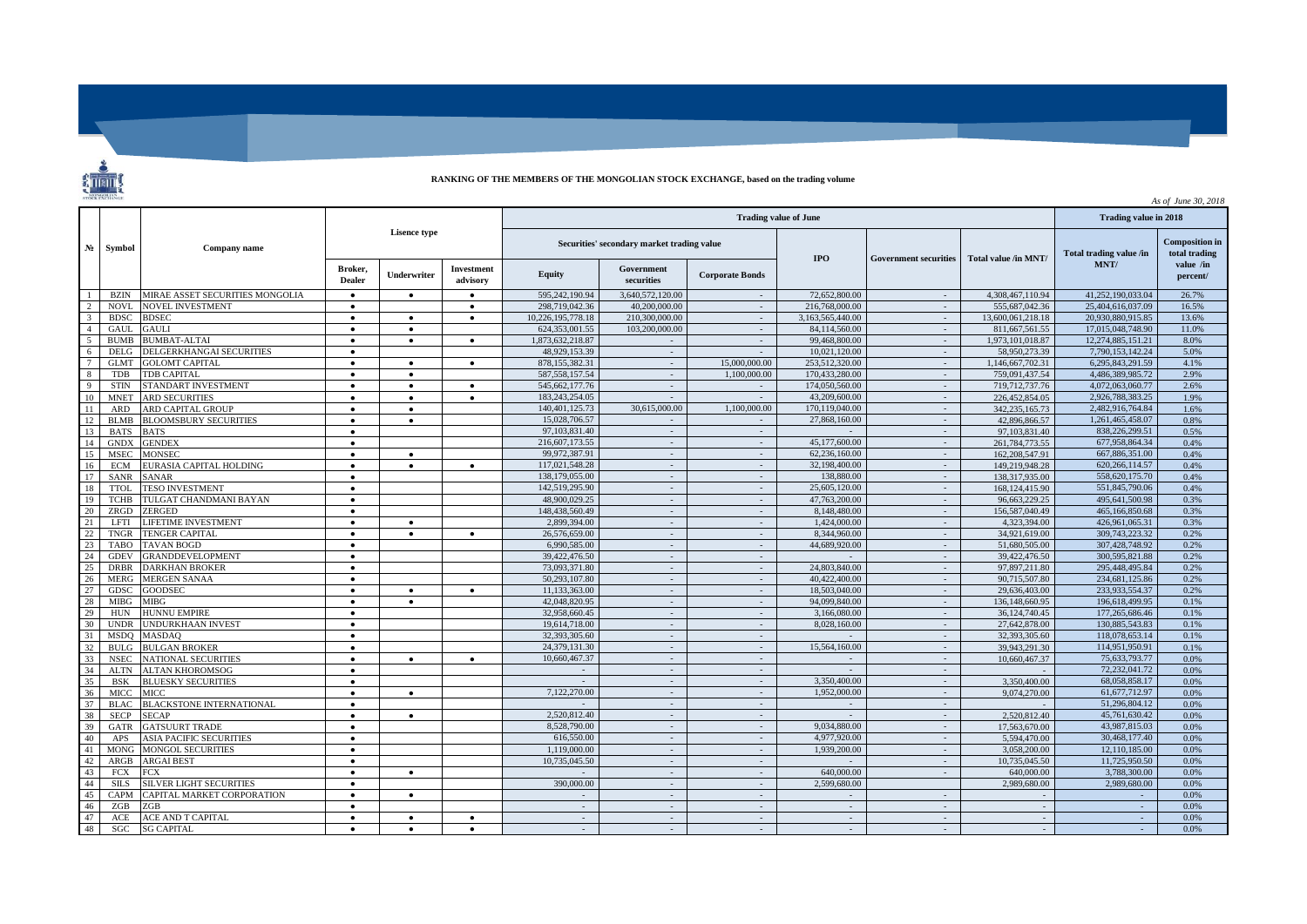**RANKING OF THE MEMBERS OF THE MONGOLIAN STOCK EXCHANGE, based on the trading volume**

*As of June 30, 2018*

| № | Symbol | Company name | Lisence type | | | Trading value of June | | | | | | Trading value in 2018 | |
|---|---|---|---|---|---|---|---|---|---|---|---|---|---|
| | | | | | | Securities' secondary market trading value | | | IPO | Government securities | Total value /in MNT/ | Total trading value /in MNT/ | Composition in total trading value /in percent/ |
| | | | Broker, Dealer | Underwriter | Investment advisory | Equity | Government securities | Corporate Bonds | | | | | |
| 1 | BZIN | MIRAE ASSET SECURITIES MONGOLIA | • | • | • | 595,242,190.94 | 3,640,572,120.00 | - | 72,652,800.00 | - | 4,308,467,110.94 | 41,252,190,033.04 | 26.7% |
| 2 | NOVL | NOVEL INVESTMENT | • | | • | 298,719,042.36 | 40,200,000.00 | - | 216,768,000.00 | - | 555,687,042.36 | 25,404,616,037.09 | 16.5% |
| 3 | BDSC | BDSEC | • | • | • | 10,226,195,778.18 | 210,300,000.00 | - | 3,163,565,440.00 | - | 13,600,061,218.18 | 20,930,880,915.85 | 13.6% |
| 4 | GAUL | GAULI | • | • | | 624,353,001.55 | 103,200,000.00 | - | 84,114,560.00 | - | 811,667,561.55 | 17,015,048,748.90 | 11.0% |
| 5 | BUMB | BUMBAT-ALTAI | • | • | • | 1,873,632,218.87 | - | - | 99,468,800.00 | - | 1,973,101,018.87 | 12,274,885,151.21 | 8.0% |
| 6 | DELG | DELGERKHANGAI SECURITIES | • | | | 48,929,153.39 | - | - | 10,021,120.00 | - | 58,950,273.39 | 7,790,153,142.24 | 5.0% |
| 7 | GLMT | GOLOMT CAPITAL | • | • | • | 878,155,382.31 | - | 15,000,000.00 | 253,512,320.00 | - | 1,146,667,702.31 | 6,295,843,291.59 | 4.1% |
| 8 | TDB | TDB CAPITAL | • | • | | 587,558,157.54 | - | 1,100,000.00 | 170,433,280.00 | - | 759,091,437.54 | 4,486,389,985.72 | 2.9% |
| 9 | STIN | STANDART INVESTMENT | • | • | • | 545,662,177.76 | - | - | 174,050,560.00 | - | 719,712,737.76 | 4,072,063,060.77 | 2.6% |
| 10 | MNET | ARD SECURITIES | • | • | • | 183,243,254.05 | - | - | 43,209,600.00 | - | 226,452,854.05 | 2,926,788,383.25 | 1.9% |
| 11 | ARD | ARD CAPITAL GROUP | • | • | | 140,401,125.73 | 30,615,000.00 | 1,100,000.00 | 170,119,040.00 | - | 342,235,165.73 | 2,482,916,764.84 | 1.6% |
| 12 | BLMB | BLOOMSBURY SECURITIES | • | • | | 15,028,706.57 | - | - | 27,868,160.00 | - | 42,896,866.57 | 1,261,465,458.07 | 0.8% |
| 13 | BATS | BATS | • | | | 97,103,831.40 | - | - | - | - | 97,103,831.40 | 838,226,299.51 | 0.5% |
| 14 | GNDX | GENDEX | • | | | 216,607,173.55 | - | - | 45,177,600.00 | - | 261,784,773.55 | 677,958,864.34 | 0.4% |
| 15 | MSEC | MONSEC | • | • | | 99,972,387.91 | - | - | 62,236,160.00 | - | 162,208,547.91 | 667,886,351.00 | 0.4% |
| 16 | ECM | EURASIA CAPITAL HOLDING | • | • | • | 117,021,548.28 | - | - | 32,198,400.00 | - | 149,219,948.28 | 620,266,114.57 | 0.4% |
| 17 | SANR | SANAR | • | | | 138,179,055.00 | - | - | 138,880.00 | - | 138,317,935.00 | 558,620,175.70 | 0.4% |
| 18 | TTOL | TESO INVESTMENT | • | | | 142,519,295.90 | - | - | 25,605,120.00 | - | 168,124,415.90 | 551,845,790.06 | 0.4% |
| 19 | TCHB | TULGAT CHANDMANI BAYAN | • | | | 48,900,029.25 | - | - | 47,763,200.00 | - | 96,663,229.25 | 495,641,500.98 | 0.3% |
| 20 | ZRGD | ZERGED | • | | | 148,438,560.49 | - | - | 8,148,480.00 | - | 156,587,040.49 | 465,166,850.68 | 0.3% |
| 21 | LFTI | LIFETIME INVESTMENT | • | • | | 2,899,394.00 | - | - | 1,424,000.00 | - | 4,323,394.00 | 426,961,065.31 | 0.3% |
| 22 | TNGR | TENGER CAPITAL | • | • | • | 26,576,659.00 | - | - | 8,344,960.00 | - | 34,921,619.00 | 309,743,223.32 | 0.2% |
| 23 | TABO | TAVAN BOGD | • | | | 6,990,585.00 | - | - | 44,689,920.00 | - | 51,680,505.00 | 307,428,748.92 | 0.2% |
| 24 | GDEV | GRANDDEVELOPMENT | • | | | 39,422,476.50 | - | - | - | - | 39,422,476.50 | 300,595,821.88 | 0.2% |
| 25 | DRBR | DARKHAN BROKER | • | | | 73,093,371.80 | - | - | 24,803,840.00 | - | 97,897,211.80 | 295,448,495.84 | 0.2% |
| 26 | MERG | MERGEN SANAA | • | | | 50,293,107.80 | - | - | 40,422,400.00 | - | 90,715,507.80 | 234,681,125.86 | 0.2% |
| 27 | GDSC | GOODSEC | • | • | • | 11,133,363.00 | - | - | 18,503,040.00 | - | 29,636,403.00 | 233,933,554.37 | 0.2% |
| 28 | MIBG | MIBG | • | • | | 42,048,820.95 | - | - | 94,099,840.00 | - | 136,148,660.95 | 196,618,499.95 | 0.1% |
| 29 | HUN | HUNNU EMPIRE | • | | | 32,958,660.45 | - | - | 3,166,080.00 | - | 36,124,740.45 | 177,265,686.46 | 0.1% |
| 30 | UNDR | UNDURKHAAN INVEST | • | | | 19,614,718.00 | - | - | 8,028,160.00 | - | 27,642,878.00 | 130,885,543.83 | 0.1% |
| 31 | MSDQ | MASDAQ | • | | | 32,393,305.60 | - | - | - | - | 32,393,305.60 | 118,078,653.14 | 0.1% |
| 32 | BULG | BULGAN BROKER | • | | | 24,379,131.30 | - | - | 15,564,160.00 | - | 39,943,291.30 | 114,951,950.91 | 0.1% |
| 33 | NSEC | NATIONAL SECURITIES | • | • | • | 10,660,467.37 | - | - | - | - | 10,660,467.37 | 75,633,793.77 | 0.0% |
| 34 | ALTN | ALTAN KHOROMSOG | • | | | - | - | - | - | - | - | 72,232,041.72 | 0.0% |
| 35 | BSK | BLUESKY SECURITIES | • | | | - | - | - | 3,350,400.00 | - | 3,350,400.00 | 68,058,858.17 | 0.0% |
| 36 | MICC | MICC | • | • | | 7,122,270.00 | - | - | 1,952,000.00 | - | 9,074,270.00 | 61,677,712.97 | 0.0% |
| 37 | BLAC | BLACKSTONE INTERNATIONAL | • | | | - | - | - | - | - | - | 51,296,804.12 | 0.0% |
| 38 | SECP | SECAP | • | • | | 2,520,812.40 | - | - | - | - | 2,520,812.40 | 45,761,630.42 | 0.0% |
| 39 | GATR | GATSUURT TRADE | • | | | 8,528,790.00 | - | - | 9,034,880.00 | - | 17,563,670.00 | 43,987,815.03 | 0.0% |
| 40 | APS | ASIA PACIFIC SECURITIES | • | | | 616,550.00 | - | - | 4,977,920.00 | - | 5,594,470.00 | 30,468,177.40 | 0.0% |
| 41 | MONG | MONGOL SECURITIES | • | | | 1,119,000.00 | - | - | 1,939,200.00 | - | 3,058,200.00 | 12,110,185.00 | 0.0% |
| 42 | ARGB | ARGAI BEST | • | | | 10,735,045.50 | - | - | - | - | 10,735,045.50 | 11,725,950.50 | 0.0% |
| 43 | FCX | FCX | • | • | | - | - | - | 640,000.00 | - | 640,000.00 | 3,788,300.00 | 0.0% |
| 44 | SILS | SILVER LIGHT SECURITIES | • | | | 390,000.00 | - | - | 2,599,680.00 | | 2,989,680.00 | 2,989,680.00 | 0.0% |
| 45 | CAPM | CAPITAL MARKET CORPORATION | • | • | | - | - | - | - | - | - | - | 0.0% |
| 46 | ZGB | ZGB | • | | | - | - | - | - | - | - | - | 0.0% |
| 47 | ACE | ACE AND T CAPITAL | • | • | • | - | - | - | - | - | - | - | 0.0% |
| 48 | SGC | SG CAPITAL | • | • | • | - | - | - | - | - | - | - | 0.0% |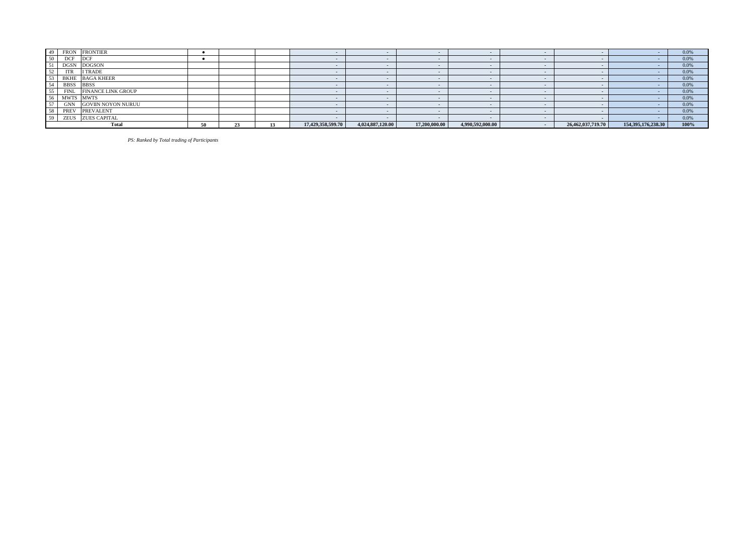| | | | | | | | | | | | | | |
|---|---|---|---|---|---|---|---|---|---|---|---|---|---|
| 49 | FRON | FRONTIER | • | | | - | - | - | - | - | - | - | 0.0% |
| 50 | DCF | DCF | • | | | - | - | - | - | - | - | - | 0.0% |
| 51 | DGSN | DOGSON | | | | - | - | - | - | - | - | - | 0.0% |
| 52 | ITR | I TRADE | | | | - | - | - | - | - | - | - | 0.0% |
| 53 | BKHE | BAGA KHEER | | | | - | - | - | - | - | - | - | 0.0% |
| 54 | BBSS | BBSS | | | | - | - | - | - | - | - | - | 0.0% |
| 55 | FINL | FINANCE LINK GROUP | | | | - | - | - | - | - | - | - | 0.0% |
| 56 | MWTS | MWTS | | | | - | - | - | - | - | - | - | 0.0% |
| 57 | GNN | GOVIIN NOYON NURUU | | | | - | - | - | - | - | - | - | 0.0% |
| 58 | PREV | PREVALENT | | | | - | - | - | - | - | - | - | 0.0% |
| 59 | ZEUS | ZUES CAPITAL | | | | - | - | - | - | - | - | - | 0.0% |
| **Total** | | | **50** | **23** | **13** | **17,429,358,599.70** | **4,024,887,120.00** | **17,200,000.00** | **4,990,592,000.00** | **-** | **26,462,037,719.70** | **154,395,176,238.30** | **100%** |

*PS: Ranked by Total trading of Participants*